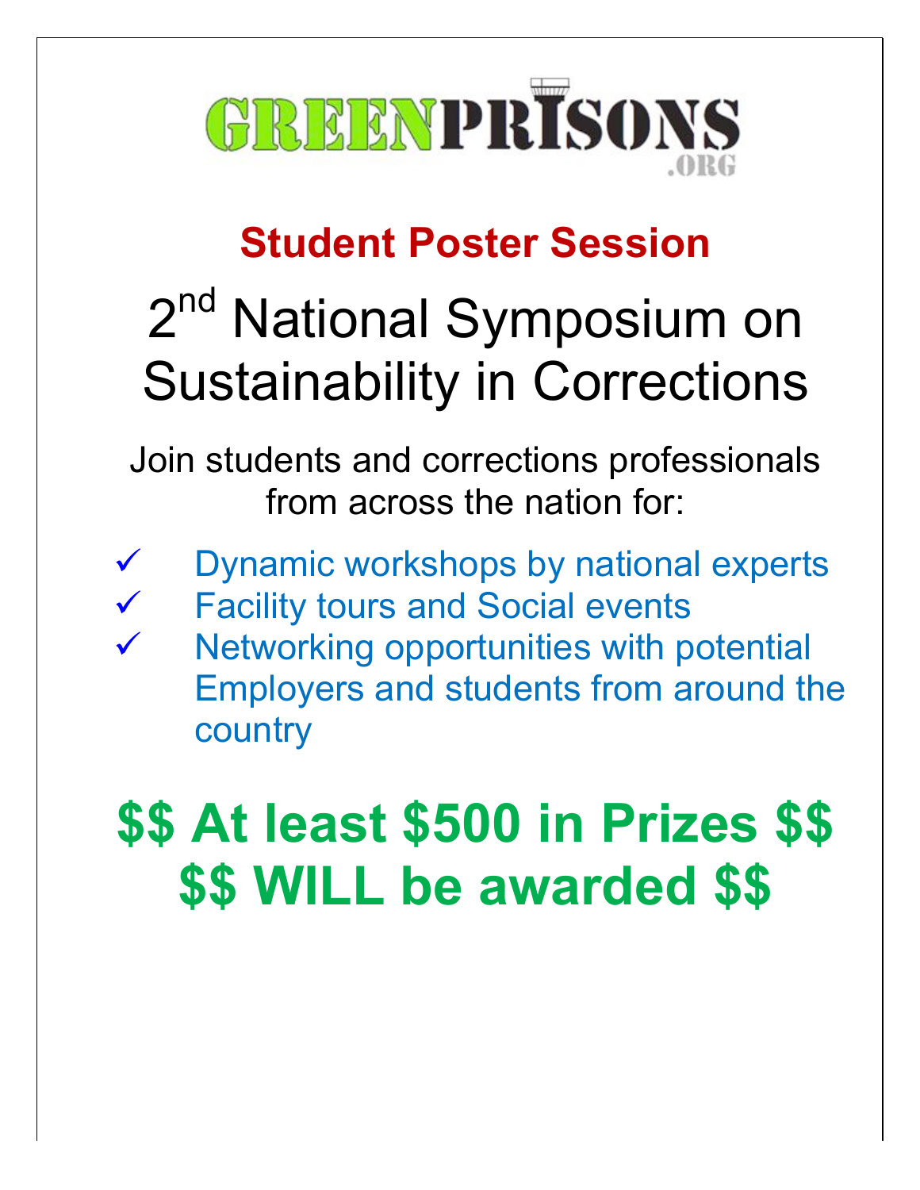# GREENPRISONS.ORG

## Student Poster Session

# 2nd National Symposium on Sustainability in Corrections

Join students and corrections professionals from across the nation for:

- ✓ Dynamic workshops by national experts
- ✓ Facility tours and Social events
- ✓ Networking opportunities with potential Employers and students from around the country

**$$ At least $500 in Prizes $$**
**$$ WILL be awarded $$**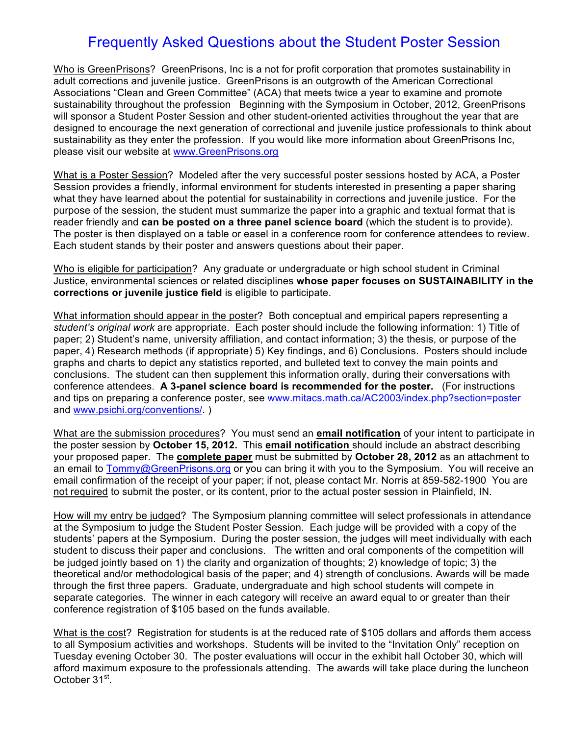# Frequently Asked Questions about the Student Poster Session

Who is GreenPrisons? GreenPrisons, Inc is a not for profit corporation that promotes sustainability in adult corrections and juvenile justice. GreenPrisons is an outgrowth of the American Correctional Associations "Clean and Green Committee" (ACA) that meets twice a year to examine and promote sustainability throughout the profession Beginning with the Symposium in October, 2012, GreenPrisons will sponsor a Student Poster Session and other student-oriented activities throughout the year that are designed to encourage the next generation of correctional and juvenile justice professionals to think about sustainability as they enter the profession. If you would like more information about GreenPrisons Inc, please visit our website at www.GreenPrisons.org

What is a Poster Session? Modeled after the very successful poster sessions hosted by ACA, a Poster Session provides a friendly, informal environment for students interested in presenting a paper sharing what they have learned about the potential for sustainability in corrections and juvenile justice. For the purpose of the session, the student must summarize the paper into a graphic and textual format that is reader friendly and **can be posted on a three panel science board** (which the student is to provide). The poster is then displayed on a table or easel in a conference room for conference attendees to review. Each student stands by their poster and answers questions about their paper.

Who is eligible for participation? Any graduate or undergraduate or high school student in Criminal Justice, environmental sciences or related disciplines **whose paper focuses on SUSTAINABILITY in the corrections or juvenile justice field** is eligible to participate.

What information should appear in the poster? Both conceptual and empirical papers representing a *student's original work* are appropriate. Each poster should include the following information: 1) Title of paper; 2) Student's name, university affiliation, and contact information; 3) the thesis, or purpose of the paper, 4) Research methods (if appropriate) 5) Key findings, and 6) Conclusions. Posters should include graphs and charts to depict any statistics reported, and bulleted text to convey the main points and conclusions. The student can then supplement this information orally, during their conversations with conference attendees. **A 3-panel science board is recommended for the poster.** (For instructions and tips on preparing a conference poster, see www.mitacs.math.ca/AC2003/index.php?section=poster and www.psichi.org/conventions/. )

What are the submission procedures? You must send an **email notification** of your intent to participate in the poster session by **October 15, 2012.** This **email notification** should include an abstract describing your proposed paper. The **complete paper** must be submitted by **October 28, 2012** as an attachment to an email to Tommy@GreenPrisons.org or you can bring it with you to the Symposium. You will receive an email confirmation of the receipt of your paper; if not, please contact Mr. Norris at 859-582-1900 You are not required to submit the poster, or its content, prior to the actual poster session in Plainfield, IN.

How will my entry be judged? The Symposium planning committee will select professionals in attendance at the Symposium to judge the Student Poster Session. Each judge will be provided with a copy of the students' papers at the Symposium. During the poster session, the judges will meet individually with each student to discuss their paper and conclusions. The written and oral components of the competition will be judged jointly based on 1) the clarity and organization of thoughts; 2) knowledge of topic; 3) the theoretical and/or methodological basis of the paper; and 4) strength of conclusions. Awards will be made through the first three papers. Graduate, undergraduate and high school students will compete in separate categories. The winner in each category will receive an award equal to or greater than their conference registration of $105 based on the funds available.

What is the cost? Registration for students is at the reduced rate of $105 dollars and affords them access to all Symposium activities and workshops. Students will be invited to the "Invitation Only" reception on Tuesday evening October 30. The poster evaluations will occur in the exhibit hall October 30, which will afford maximum exposure to the professionals attending. The awards will take place during the luncheon October 31st.